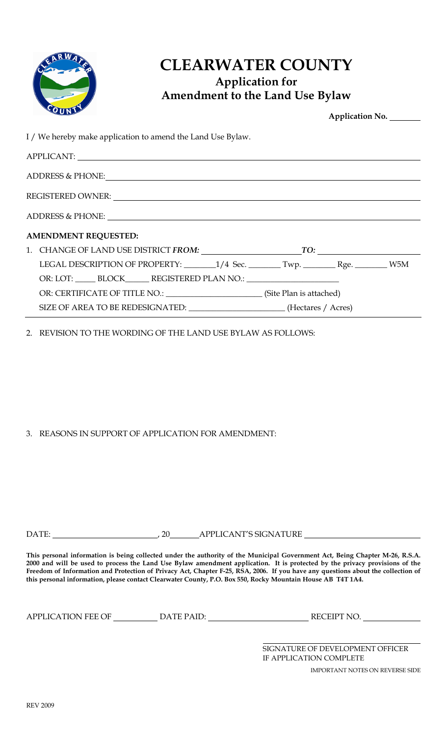# CLEARWATER COUNTY

## Application for Amendment to the Land Use Bylaw

**Application No.** _______

I / We hereby make application to amend the Land Use Bylaw.

APPLICANT: ____________________________________________

ADDRESS & PHONE: ____________________________________________

REGISTERED OWNER: ____________________________________________

ADDRESS & PHONE: ____________________________________________

**AMENDMENT REQUESTED:**

1. CHANGE OF LAND USE DISTRICT ***FROM:*** ______________________ ***TO:*** ______________________

   LEGAL DESCRIPTION OF PROPERTY: _______1/4 Sec. ________ Twp. ________ Rge. ________ W5M

   OR: LOT: _____ BLOCK______ REGISTERED PLAN NO.: ______________________

   OR: CERTIFICATE OF TITLE NO.: ______________________ (Site Plan is attached)

   SIZE OF AREA TO BE REDESIGNATED: ______________________ (Hectares / Acres)

2. REVISION TO THE WORDING OF THE LAND USE BYLAW AS FOLLOWS:

3. REASONS IN SUPPORT OF APPLICATION FOR AMENDMENT:

DATE: ________________________, 20______ APPLICANT'S SIGNATURE ________________________

**This personal information is being collected under the authority of the Municipal Government Act, Being Chapter M-26, R.S.A. 2000 and will be used to process the Land Use Bylaw amendment application. It is protected by the privacy provisions of the Freedom of Information and Protection of Privacy Act, Chapter F-25, RSA, 2006. If you have any questions about the collection of this personal information, please contact Clearwater County, P.O. Box 550, Rocky Mountain House AB T4T 1A4.**

APPLICATION FEE OF __________ DATE PAID: ________________________ RECEIPT NO. _____________

________________________________
SIGNATURE OF DEVELOPMENT OFFICER
IF APPLICATION COMPLETE

IMPORTANT NOTES ON REVERSE SIDE

REV 2009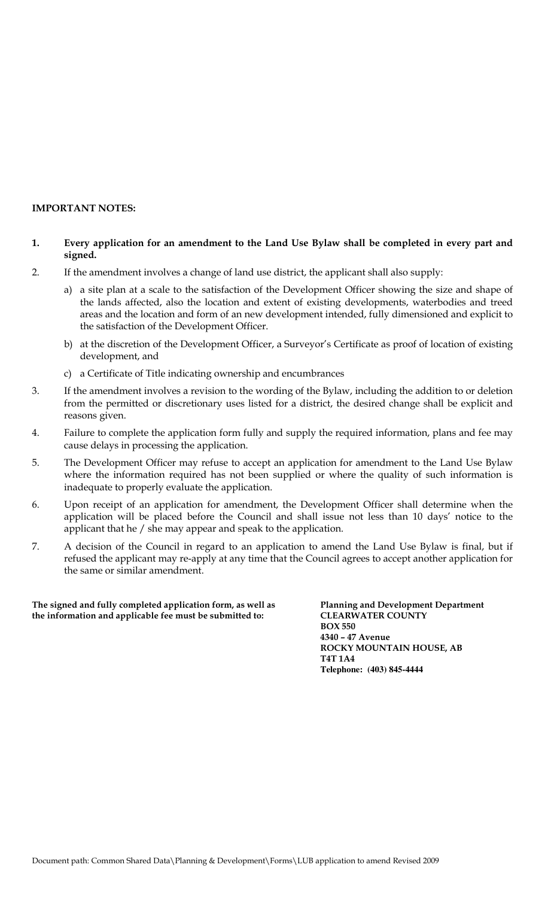**IMPORTANT NOTES:**

1. **Every application for an amendment to the Land Use Bylaw shall be completed in every part and signed.**

2. If the amendment involves a change of land use district, the applicant shall also supply:

   a) a site plan at a scale to the satisfaction of the Development Officer showing the size and shape of the lands affected, also the location and extent of existing developments, waterbodies and treed areas and the location and form of an new development intended, fully dimensioned and explicit to the satisfaction of the Development Officer.

   b) at the discretion of the Development Officer, a Surveyor's Certificate as proof of location of existing development, and

   c) a Certificate of Title indicating ownership and encumbrances

3. If the amendment involves a revision to the wording of the Bylaw, including the addition to or deletion from the permitted or discretionary uses listed for a district, the desired change shall be explicit and reasons given.

4. Failure to complete the application form fully and supply the required information, plans and fee may cause delays in processing the application.

5. The Development Officer may refuse to accept an application for amendment to the Land Use Bylaw where the information required has not been supplied or where the quality of such information is inadequate to properly evaluate the application.

6. Upon receipt of an application for amendment, the Development Officer shall determine when the application will be placed before the Council and shall issue not less than 10 days' notice to the applicant that he / she may appear and speak to the application.

7. A decision of the Council in regard to an application to amend the Land Use Bylaw is final, but if refused the applicant may re-apply at any time that the Council agrees to accept another application for the same or similar amendment.

**The signed and fully completed application form, as well as the information and applicable fee must be submitted to:**

**Planning and Development Department**
**CLEARWATER COUNTY**
**BOX 550**
**4340 – 47 Avenue**
**ROCKY MOUNTAIN HOUSE, AB**
**T4T 1A4**
**Telephone: (403) 845-4444**

Document path: Common Shared Data\Planning & Development\Forms\LUB application to amend Revised 2009